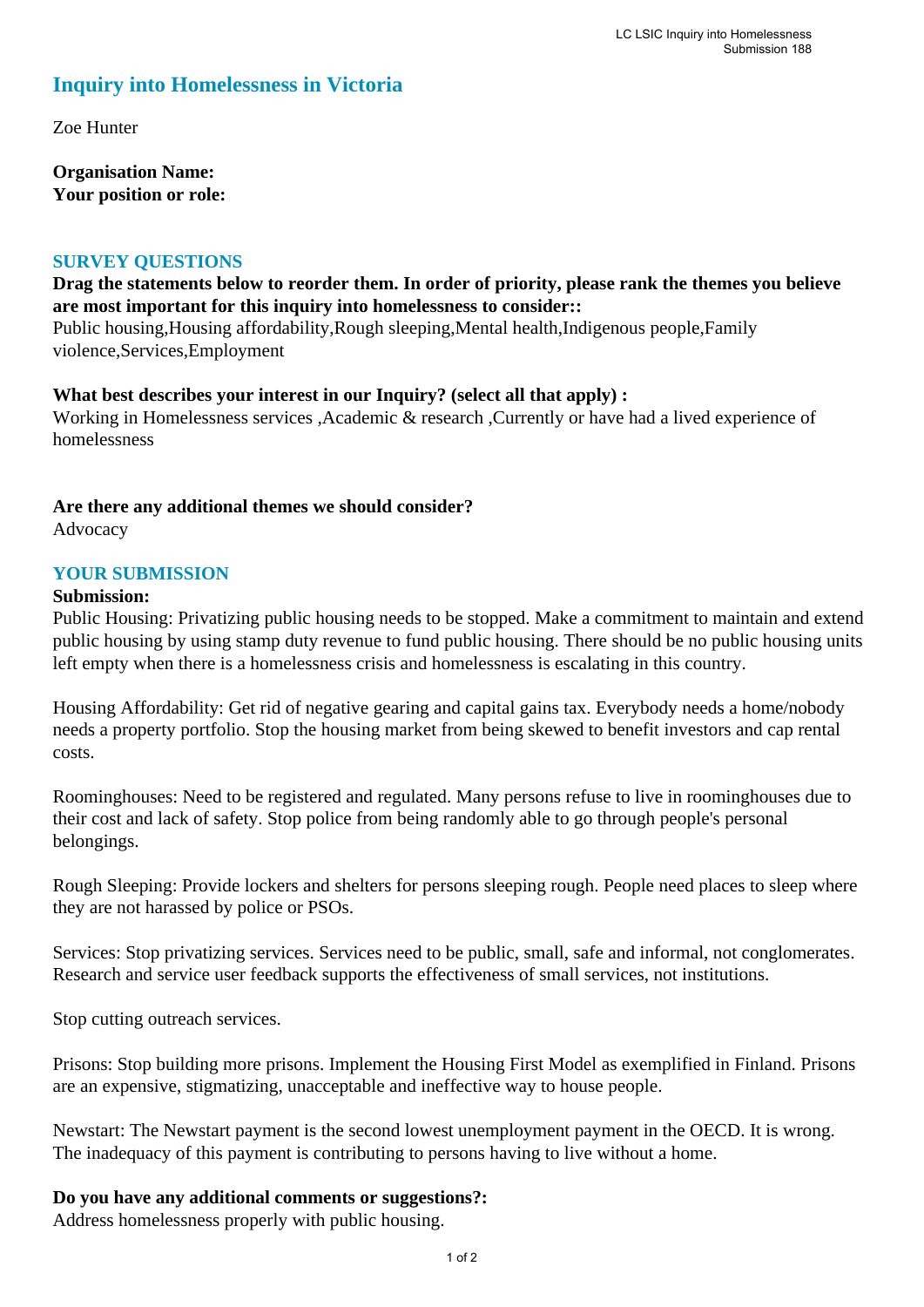# Inquiry into Homelessness in Victoria

Zoe Hunter

**Organisation Name:**
**Your position or role:**

## SURVEY QUESTIONS

**Drag the statements below to reorder them. In order of priority, please rank the themes you believe are most important for this inquiry into homelessness to consider::**
Public housing,Housing affordability,Rough sleeping,Mental health,Indigenous people,Family violence,Services,Employment

**What best describes your interest in our Inquiry? (select all that apply) :**
Working in Homelessness services ,Academic & research ,Currently or have had a lived experience of homelessness

**Are there any additional themes we should consider?**
Advocacy

## YOUR SUBMISSION

**Submission:**
Public Housing: Privatizing public housing needs to be stopped. Make a commitment to maintain and extend public housing by using stamp duty revenue to fund public housing. There should be no public housing units left empty when there is a homelessness crisis and homelessness is escalating in this country.

Housing Affordability: Get rid of negative gearing and capital gains tax. Everybody needs a home/nobody needs a property portfolio. Stop the housing market from being skewed to benefit investors and cap rental costs.

Roominghouses: Need to be registered and regulated. Many persons refuse to live in roominghouses due to their cost and lack of safety. Stop police from being randomly able to go through people's personal belongings.

Rough Sleeping: Provide lockers and shelters for persons sleeping rough. People need places to sleep where they are not harassed by police or PSOs.

Services: Stop privatizing services. Services need to be public, small, safe and informal, not conglomerates. Research and service user feedback supports the effectiveness of small services, not institutions.

Stop cutting outreach services.

Prisons: Stop building more prisons. Implement the Housing First Model as exemplified in Finland. Prisons are an expensive, stigmatizing, unacceptable and ineffective way to house people.

Newstart: The Newstart payment is the second lowest unemployment payment in the OECD. It is wrong. The inadequacy of this payment is contributing to persons having to live without a home.

**Do you have any additional comments or suggestions?:**
Address homelessness properly with public housing.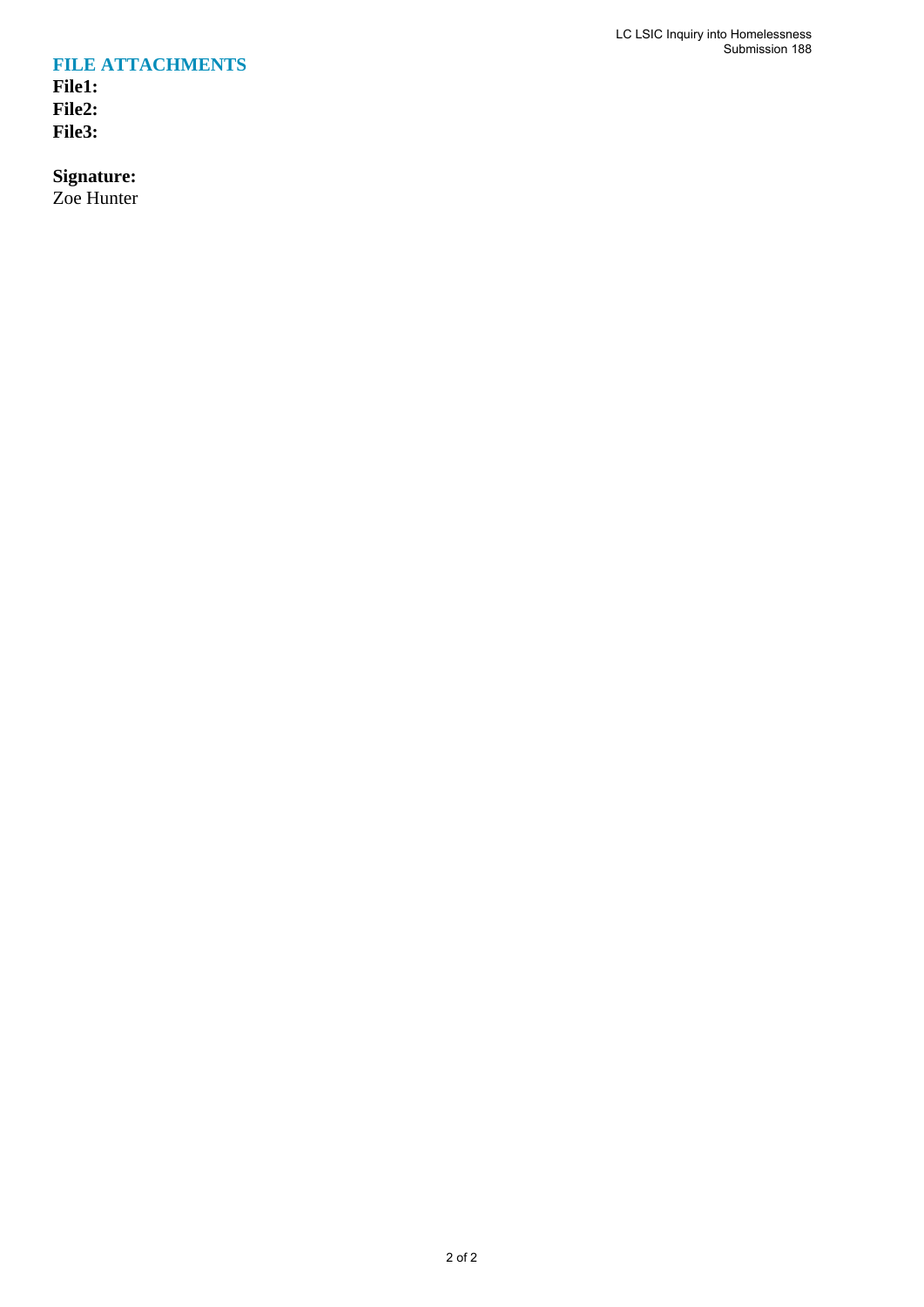## FILE ATTACHMENTS

**File1:**
**File2:**
**File3:**

**Signature:**
Zoe Hunter